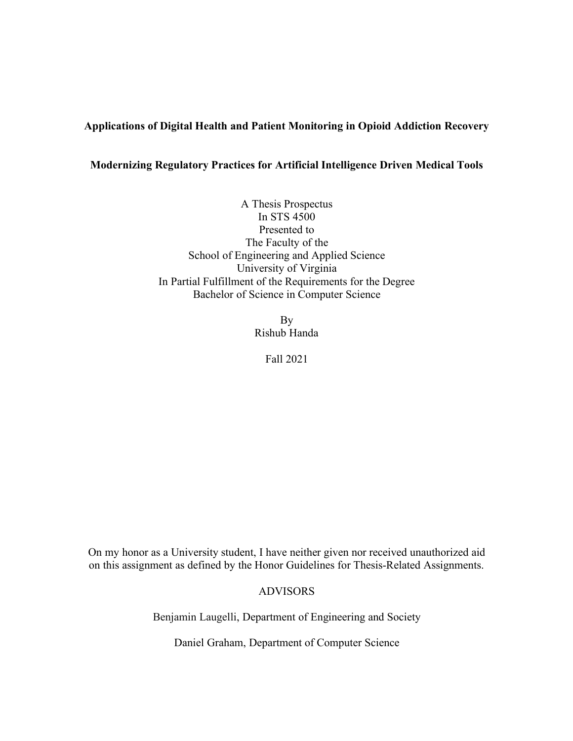**Applications of Digital Health and Patient Monitoring in Opioid Addiction Recovery**

**Modernizing Regulatory Practices for Artificial Intelligence Driven Medical Tools**

A Thesis Prospectus
In STS 4500
Presented to
The Faculty of the
School of Engineering and Applied Science
University of Virginia
In Partial Fulfillment of the Requirements for the Degree
Bachelor of Science in Computer Science

By
Rishub Handa

Fall 2021

On my honor as a University student, I have neither given nor received unauthorized aid on this assignment as defined by the Honor Guidelines for Thesis-Related Assignments.

ADVISORS

Benjamin Laugelli, Department of Engineering and Society

Daniel Graham, Department of Computer Science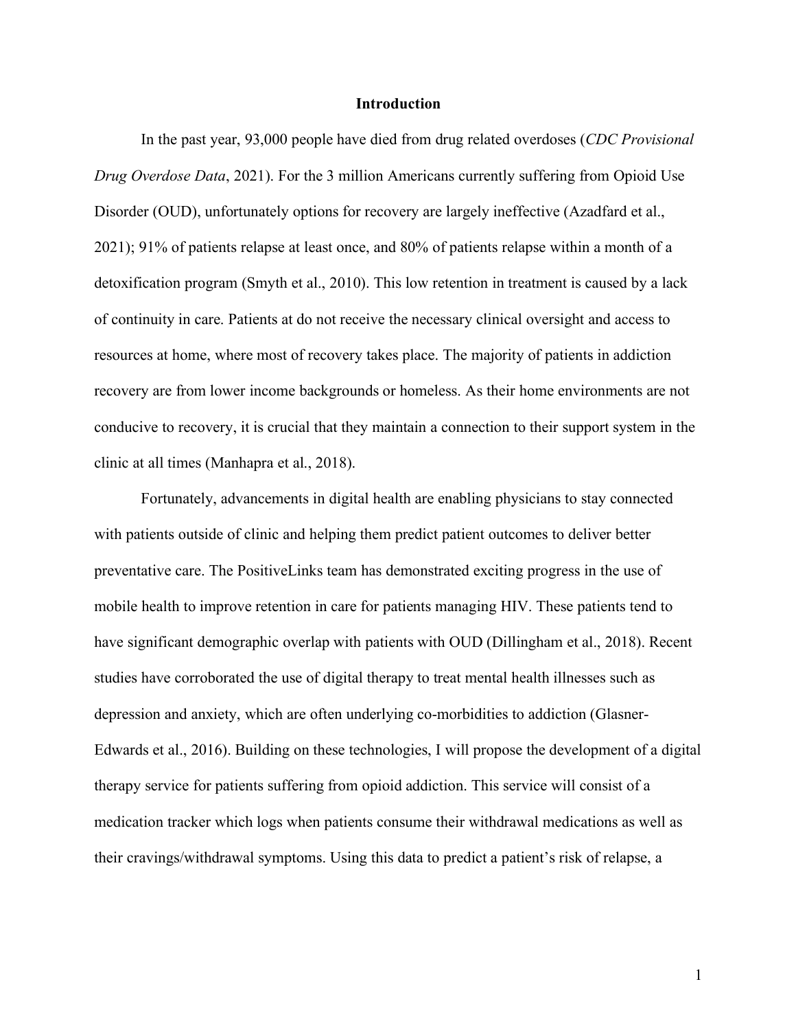# Introduction

In the past year, 93,000 people have died from drug related overdoses (*CDC Provisional Drug Overdose Data*, 2021). For the 3 million Americans currently suffering from Opioid Use Disorder (OUD), unfortunately options for recovery are largely ineffective (Azadfard et al., 2021); 91% of patients relapse at least once, and 80% of patients relapse within a month of a detoxification program (Smyth et al., 2010). This low retention in treatment is caused by a lack of continuity in care. Patients at do not receive the necessary clinical oversight and access to resources at home, where most of recovery takes place. The majority of patients in addiction recovery are from lower income backgrounds or homeless. As their home environments are not conducive to recovery, it is crucial that they maintain a connection to their support system in the clinic at all times (Manhapra et al., 2018).

Fortunately, advancements in digital health are enabling physicians to stay connected with patients outside of clinic and helping them predict patient outcomes to deliver better preventative care. The PositiveLinks team has demonstrated exciting progress in the use of mobile health to improve retention in care for patients managing HIV. These patients tend to have significant demographic overlap with patients with OUD (Dillingham et al., 2018). Recent studies have corroborated the use of digital therapy to treat mental health illnesses such as depression and anxiety, which are often underlying co-morbidities to addiction (Glasner-Edwards et al., 2016). Building on these technologies, I will propose the development of a digital therapy service for patients suffering from opioid addiction. This service will consist of a medication tracker which logs when patients consume their withdrawal medications as well as their cravings/withdrawal symptoms. Using this data to predict a patient's risk of relapse, a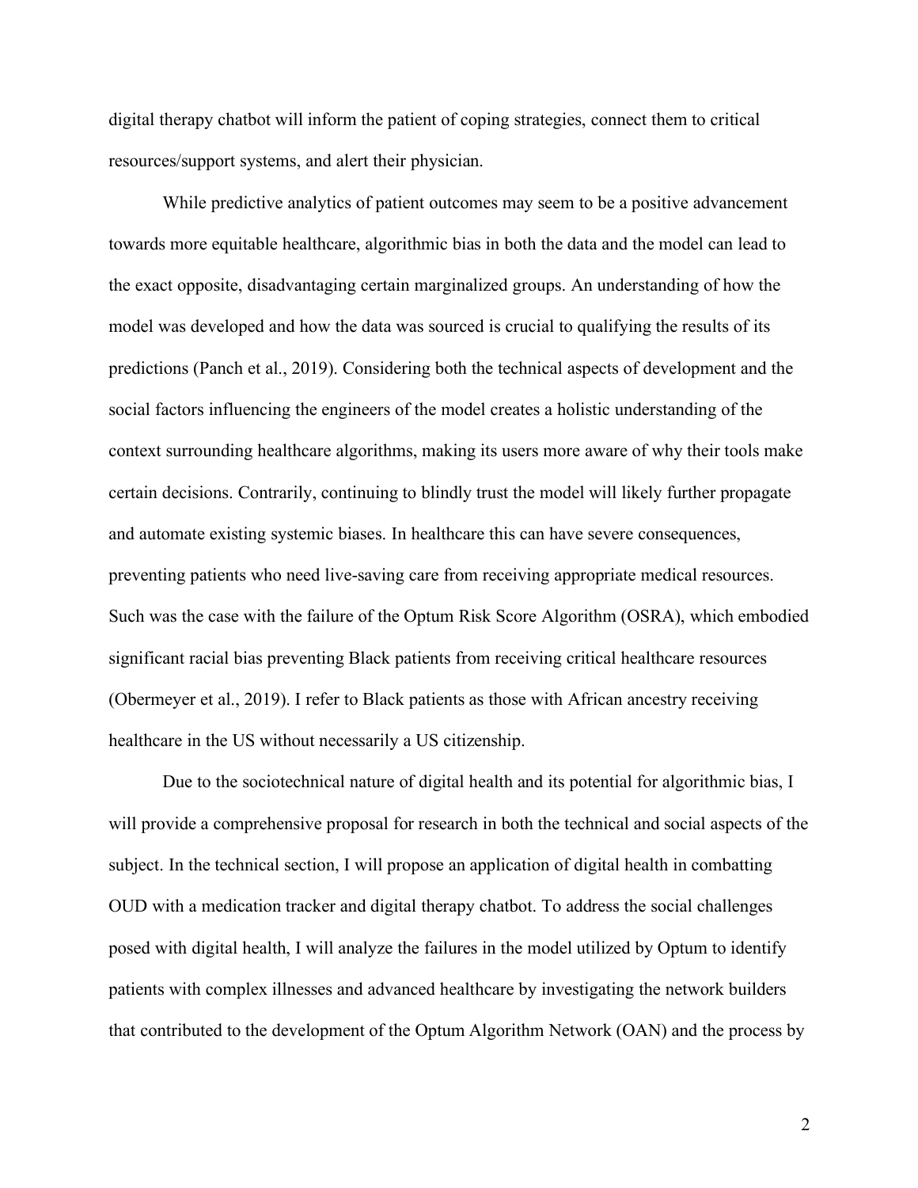digital therapy chatbot will inform the patient of coping strategies, connect them to critical resources/support systems, and alert their physician.

While predictive analytics of patient outcomes may seem to be a positive advancement towards more equitable healthcare, algorithmic bias in both the data and the model can lead to the exact opposite, disadvantaging certain marginalized groups. An understanding of how the model was developed and how the data was sourced is crucial to qualifying the results of its predictions (Panch et al., 2019). Considering both the technical aspects of development and the social factors influencing the engineers of the model creates a holistic understanding of the context surrounding healthcare algorithms, making its users more aware of why their tools make certain decisions. Contrarily, continuing to blindly trust the model will likely further propagate and automate existing systemic biases. In healthcare this can have severe consequences, preventing patients who need live-saving care from receiving appropriate medical resources. Such was the case with the failure of the Optum Risk Score Algorithm (OSRA), which embodied significant racial bias preventing Black patients from receiving critical healthcare resources (Obermeyer et al., 2019). I refer to Black patients as those with African ancestry receiving healthcare in the US without necessarily a US citizenship.

Due to the sociotechnical nature of digital health and its potential for algorithmic bias, I will provide a comprehensive proposal for research in both the technical and social aspects of the subject. In the technical section, I will propose an application of digital health in combatting OUD with a medication tracker and digital therapy chatbot. To address the social challenges posed with digital health, I will analyze the failures in the model utilized by Optum to identify patients with complex illnesses and advanced healthcare by investigating the network builders that contributed to the development of the Optum Algorithm Network (OAN) and the process by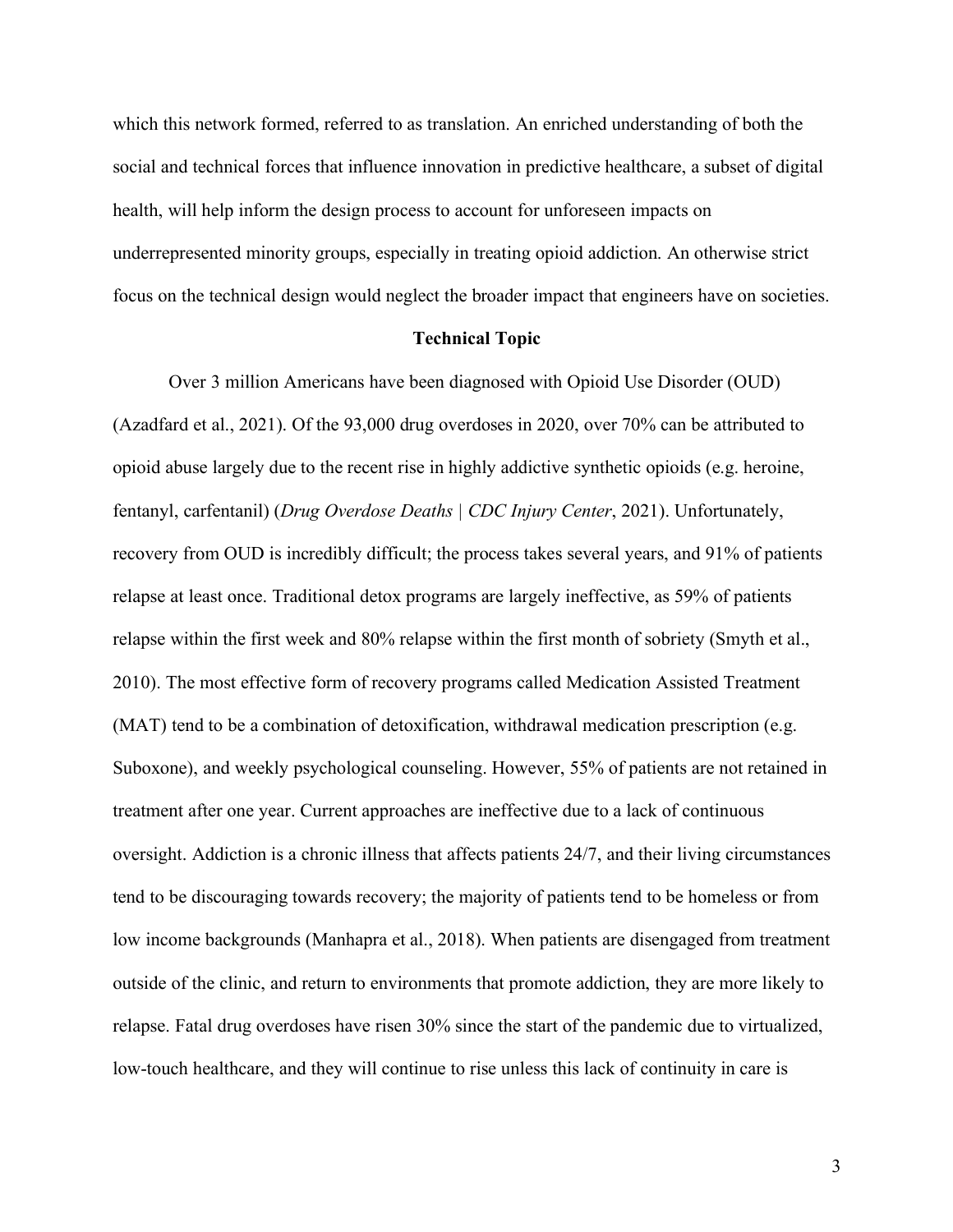which this network formed, referred to as translation. An enriched understanding of both the social and technical forces that influence innovation in predictive healthcare, a subset of digital health, will help inform the design process to account for unforeseen impacts on underrepresented minority groups, especially in treating opioid addiction. An otherwise strict focus on the technical design would neglect the broader impact that engineers have on societies.

## Technical Topic

Over 3 million Americans have been diagnosed with Opioid Use Disorder (OUD) (Azadfard et al., 2021). Of the 93,000 drug overdoses in 2020, over 70% can be attributed to opioid abuse largely due to the recent rise in highly addictive synthetic opioids (e.g. heroine, fentanyl, carfentanil) (*Drug Overdose Deaths | CDC Injury Center*, 2021). Unfortunately, recovery from OUD is incredibly difficult; the process takes several years, and 91% of patients relapse at least once. Traditional detox programs are largely ineffective, as 59% of patients relapse within the first week and 80% relapse within the first month of sobriety (Smyth et al., 2010). The most effective form of recovery programs called Medication Assisted Treatment (MAT) tend to be a combination of detoxification, withdrawal medication prescription (e.g. Suboxone), and weekly psychological counseling. However, 55% of patients are not retained in treatment after one year. Current approaches are ineffective due to a lack of continuous oversight. Addiction is a chronic illness that affects patients 24/7, and their living circumstances tend to be discouraging towards recovery; the majority of patients tend to be homeless or from low income backgrounds (Manhapra et al., 2018). When patients are disengaged from treatment outside of the clinic, and return to environments that promote addiction, they are more likely to relapse. Fatal drug overdoses have risen 30% since the start of the pandemic due to virtualized, low-touch healthcare, and they will continue to rise unless this lack of continuity in care is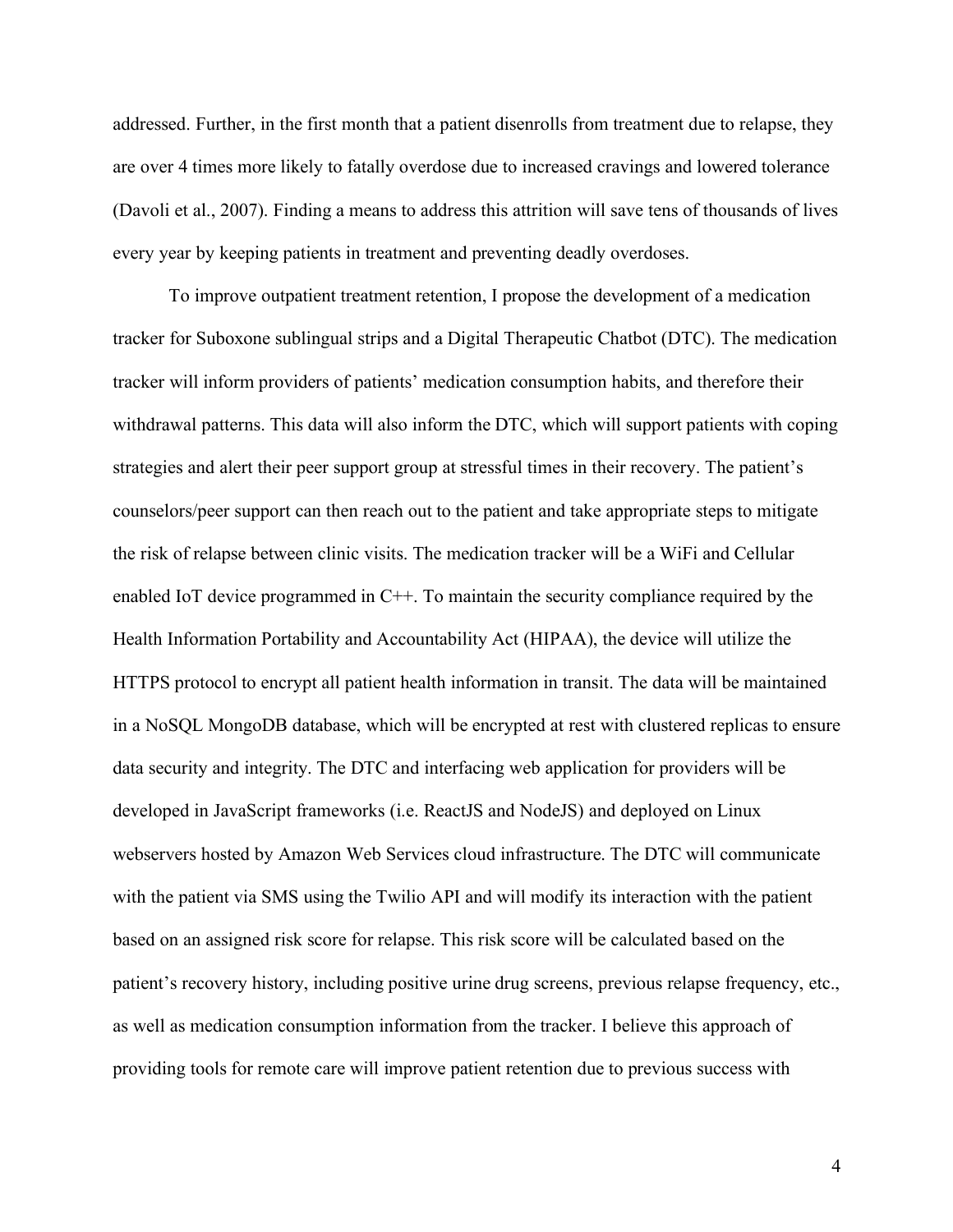addressed. Further, in the first month that a patient disenrolls from treatment due to relapse, they are over 4 times more likely to fatally overdose due to increased cravings and lowered tolerance (Davoli et al., 2007). Finding a means to address this attrition will save tens of thousands of lives every year by keeping patients in treatment and preventing deadly overdoses.

To improve outpatient treatment retention, I propose the development of a medication tracker for Suboxone sublingual strips and a Digital Therapeutic Chatbot (DTC). The medication tracker will inform providers of patients' medication consumption habits, and therefore their withdrawal patterns. This data will also inform the DTC, which will support patients with coping strategies and alert their peer support group at stressful times in their recovery. The patient's counselors/peer support can then reach out to the patient and take appropriate steps to mitigate the risk of relapse between clinic visits. The medication tracker will be a WiFi and Cellular enabled IoT device programmed in C++. To maintain the security compliance required by the Health Information Portability and Accountability Act (HIPAA), the device will utilize the HTTPS protocol to encrypt all patient health information in transit. The data will be maintained in a NoSQL MongoDB database, which will be encrypted at rest with clustered replicas to ensure data security and integrity. The DTC and interfacing web application for providers will be developed in JavaScript frameworks (i.e. ReactJS and NodeJS) and deployed on Linux webservers hosted by Amazon Web Services cloud infrastructure. The DTC will communicate with the patient via SMS using the Twilio API and will modify its interaction with the patient based on an assigned risk score for relapse. This risk score will be calculated based on the patient's recovery history, including positive urine drug screens, previous relapse frequency, etc., as well as medication consumption information from the tracker. I believe this approach of providing tools for remote care will improve patient retention due to previous success with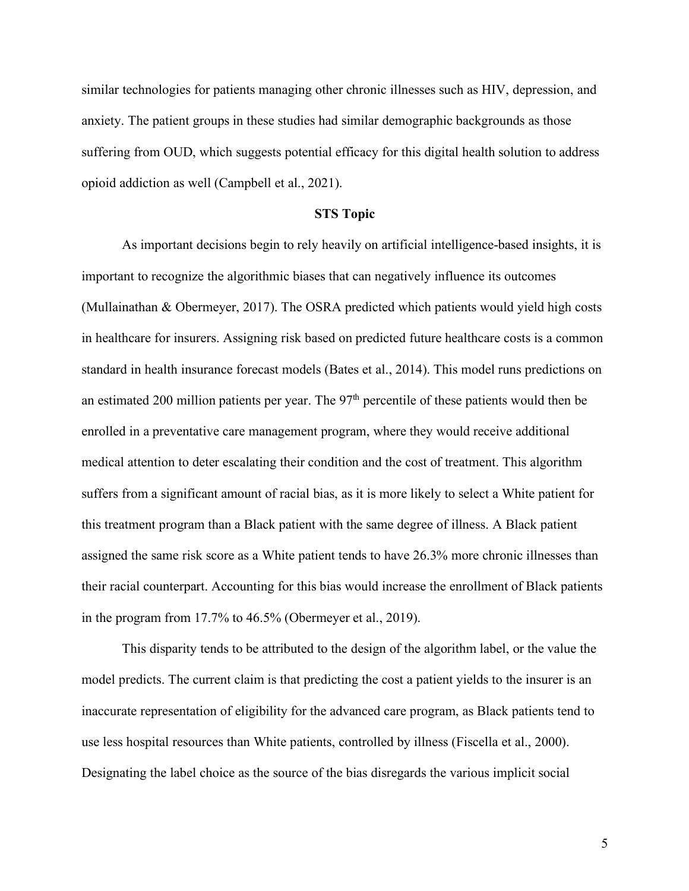similar technologies for patients managing other chronic illnesses such as HIV, depression, and anxiety. The patient groups in these studies had similar demographic backgrounds as those suffering from OUD, which suggests potential efficacy for this digital health solution to address opioid addiction as well (Campbell et al., 2021).

## STS Topic

As important decisions begin to rely heavily on artificial intelligence-based insights, it is important to recognize the algorithmic biases that can negatively influence its outcomes (Mullainathan & Obermeyer, 2017). The OSRA predicted which patients would yield high costs in healthcare for insurers. Assigning risk based on predicted future healthcare costs is a common standard in health insurance forecast models (Bates et al., 2014). This model runs predictions on an estimated 200 million patients per year. The 97th percentile of these patients would then be enrolled in a preventative care management program, where they would receive additional medical attention to deter escalating their condition and the cost of treatment. This algorithm suffers from a significant amount of racial bias, as it is more likely to select a White patient for this treatment program than a Black patient with the same degree of illness. A Black patient assigned the same risk score as a White patient tends to have 26.3% more chronic illnesses than their racial counterpart. Accounting for this bias would increase the enrollment of Black patients in the program from 17.7% to 46.5% (Obermeyer et al., 2019).

This disparity tends to be attributed to the design of the algorithm label, or the value the model predicts. The current claim is that predicting the cost a patient yields to the insurer is an inaccurate representation of eligibility for the advanced care program, as Black patients tend to use less hospital resources than White patients, controlled by illness (Fiscella et al., 2000). Designating the label choice as the source of the bias disregards the various implicit social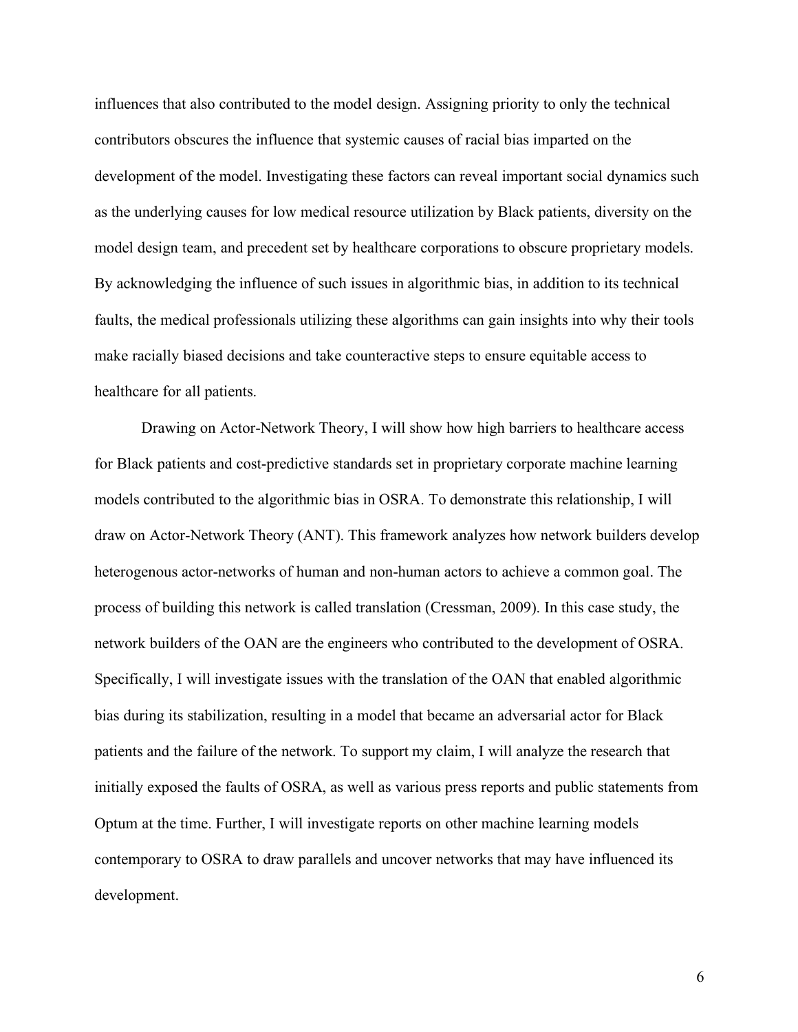influences that also contributed to the model design. Assigning priority to only the technical contributors obscures the influence that systemic causes of racial bias imparted on the development of the model. Investigating these factors can reveal important social dynamics such as the underlying causes for low medical resource utilization by Black patients, diversity on the model design team, and precedent set by healthcare corporations to obscure proprietary models. By acknowledging the influence of such issues in algorithmic bias, in addition to its technical faults, the medical professionals utilizing these algorithms can gain insights into why their tools make racially biased decisions and take counteractive steps to ensure equitable access to healthcare for all patients.

Drawing on Actor-Network Theory, I will show how high barriers to healthcare access for Black patients and cost-predictive standards set in proprietary corporate machine learning models contributed to the algorithmic bias in OSRA. To demonstrate this relationship, I will draw on Actor-Network Theory (ANT). This framework analyzes how network builders develop heterogenous actor-networks of human and non-human actors to achieve a common goal. The process of building this network is called translation (Cressman, 2009). In this case study, the network builders of the OAN are the engineers who contributed to the development of OSRA. Specifically, I will investigate issues with the translation of the OAN that enabled algorithmic bias during its stabilization, resulting in a model that became an adversarial actor for Black patients and the failure of the network. To support my claim, I will analyze the research that initially exposed the faults of OSRA, as well as various press reports and public statements from Optum at the time. Further, I will investigate reports on other machine learning models contemporary to OSRA to draw parallels and uncover networks that may have influenced its development.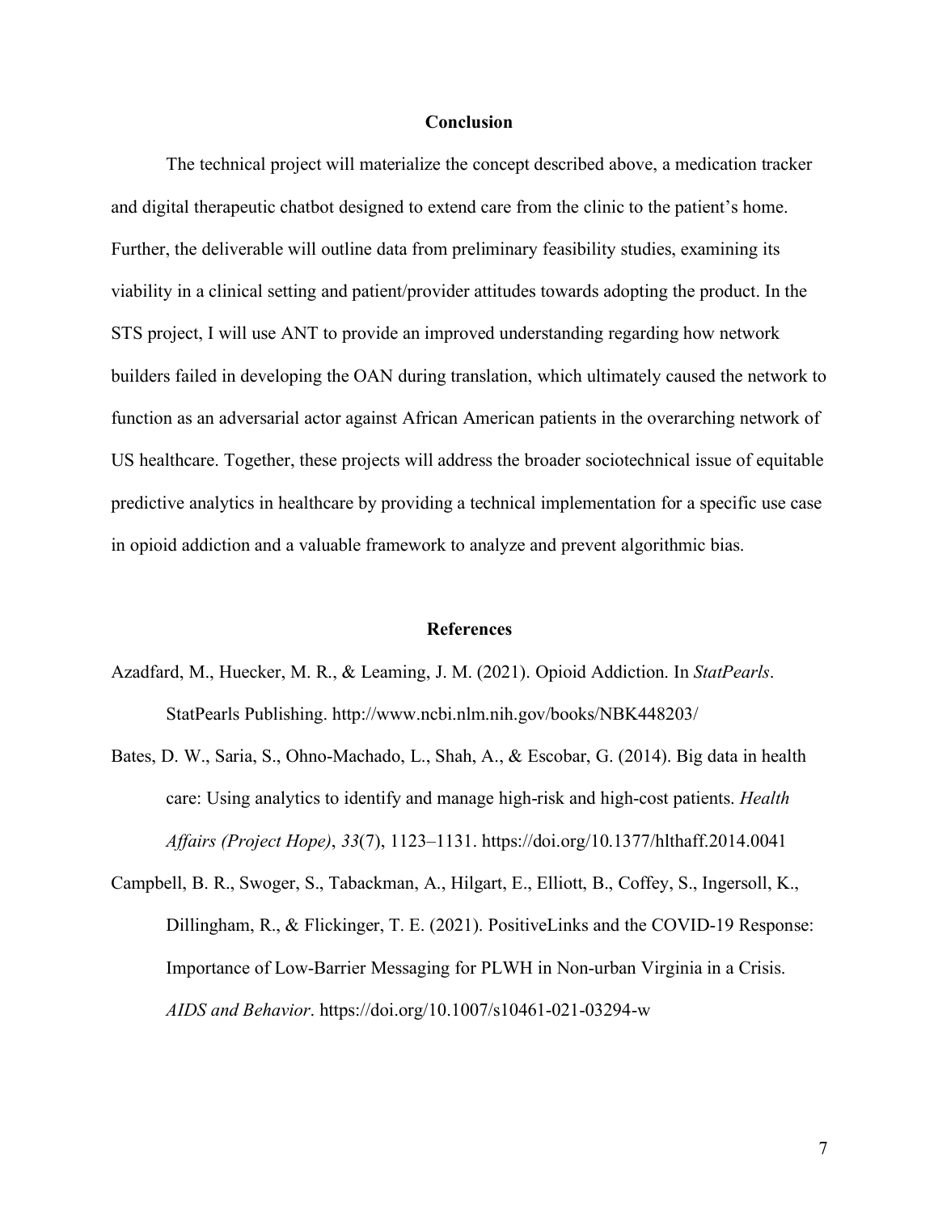## Conclusion

The technical project will materialize the concept described above, a medication tracker and digital therapeutic chatbot designed to extend care from the clinic to the patient's home. Further, the deliverable will outline data from preliminary feasibility studies, examining its viability in a clinical setting and patient/provider attitudes towards adopting the product. In the STS project, I will use ANT to provide an improved understanding regarding how network builders failed in developing the OAN during translation, which ultimately caused the network to function as an adversarial actor against African American patients in the overarching network of US healthcare. Together, these projects will address the broader sociotechnical issue of equitable predictive analytics in healthcare by providing a technical implementation for a specific use case in opioid addiction and a valuable framework to analyze and prevent algorithmic bias.

## References

Azadfard, M., Huecker, M. R., & Leaming, J. M. (2021). Opioid Addiction. In *StatPearls*. StatPearls Publishing. http://www.ncbi.nlm.nih.gov/books/NBK448203/

Bates, D. W., Saria, S., Ohno-Machado, L., Shah, A., & Escobar, G. (2014). Big data in health care: Using analytics to identify and manage high-risk and high-cost patients. *Health Affairs (Project Hope)*, *33*(7), 1123–1131. https://doi.org/10.1377/hlthaff.2014.0041

Campbell, B. R., Swoger, S., Tabackman, A., Hilgart, E., Elliott, B., Coffey, S., Ingersoll, K., Dillingham, R., & Flickinger, T. E. (2021). PositiveLinks and the COVID-19 Response: Importance of Low-Barrier Messaging for PLWH in Non-urban Virginia in a Crisis. *AIDS and Behavior*. https://doi.org/10.1007/s10461-021-03294-w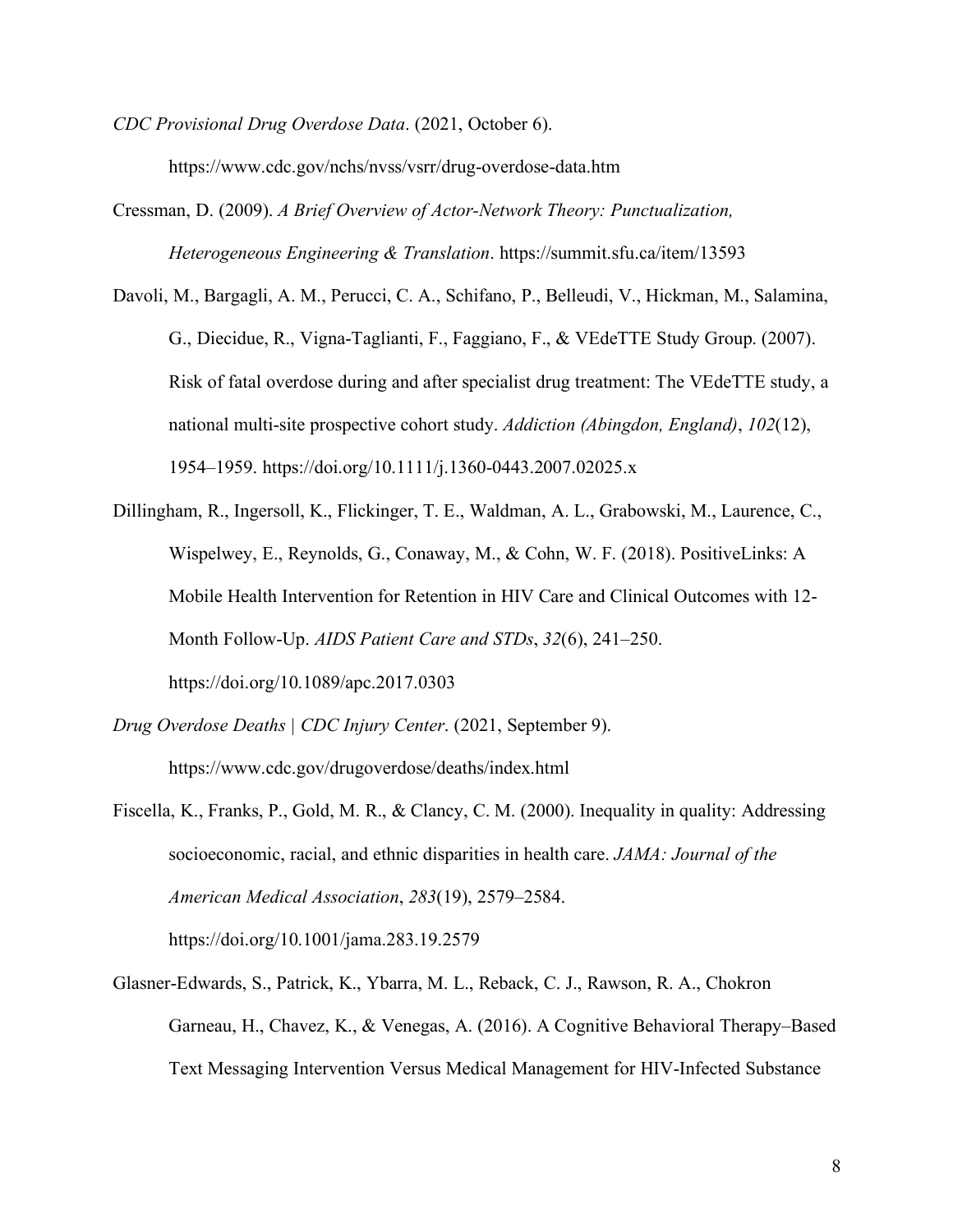*CDC Provisional Drug Overdose Data*. (2021, October 6). https://www.cdc.gov/nchs/nvss/vsrr/drug-overdose-data.htm

Cressman, D. (2009). *A Brief Overview of Actor-Network Theory: Punctualization, Heterogeneous Engineering & Translation*. https://summit.sfu.ca/item/13593

Davoli, M., Bargagli, A. M., Perucci, C. A., Schifano, P., Belleudi, V., Hickman, M., Salamina, G., Diecidue, R., Vigna-Taglianti, F., Faggiano, F., & VEdeTTE Study Group. (2007). Risk of fatal overdose during and after specialist drug treatment: The VEdeTTE study, a national multi-site prospective cohort study. *Addiction (Abingdon, England)*, *102*(12), 1954–1959. https://doi.org/10.1111/j.1360-0443.2007.02025.x

Dillingham, R., Ingersoll, K., Flickinger, T. E., Waldman, A. L., Grabowski, M., Laurence, C., Wispelwey, E., Reynolds, G., Conaway, M., & Cohn, W. F. (2018). PositiveLinks: A Mobile Health Intervention for Retention in HIV Care and Clinical Outcomes with 12-Month Follow-Up. *AIDS Patient Care and STDs*, *32*(6), 241–250. https://doi.org/10.1089/apc.2017.0303

*Drug Overdose Deaths | CDC Injury Center*. (2021, September 9). https://www.cdc.gov/drugoverdose/deaths/index.html

Fiscella, K., Franks, P., Gold, M. R., & Clancy, C. M. (2000). Inequality in quality: Addressing socioeconomic, racial, and ethnic disparities in health care. *JAMA: Journal of the American Medical Association*, *283*(19), 2579–2584. https://doi.org/10.1001/jama.283.19.2579

Glasner-Edwards, S., Patrick, K., Ybarra, M. L., Reback, C. J., Rawson, R. A., Chokron Garneau, H., Chavez, K., & Venegas, A. (2016). A Cognitive Behavioral Therapy–Based Text Messaging Intervention Versus Medical Management for HIV-Infected Substance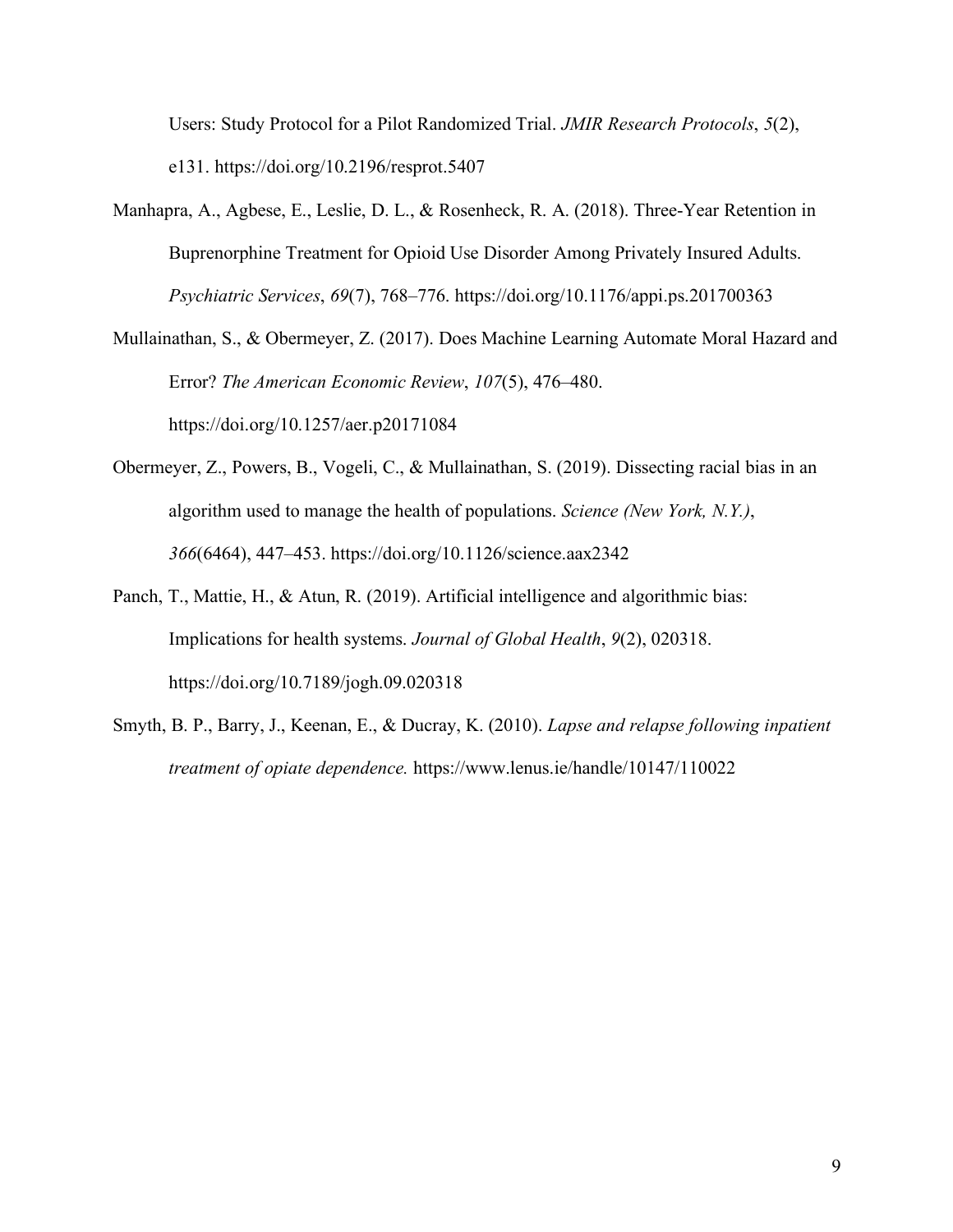Users: Study Protocol for a Pilot Randomized Trial. *JMIR Research Protocols*, *5*(2), e131. https://doi.org/10.2196/resprot.5407

Manhapra, A., Agbese, E., Leslie, D. L., & Rosenheck, R. A. (2018). Three-Year Retention in Buprenorphine Treatment for Opioid Use Disorder Among Privately Insured Adults. *Psychiatric Services*, *69*(7), 768–776. https://doi.org/10.1176/appi.ps.201700363

Mullainathan, S., & Obermeyer, Z. (2017). Does Machine Learning Automate Moral Hazard and Error? *The American Economic Review*, *107*(5), 476–480. https://doi.org/10.1257/aer.p20171084

Obermeyer, Z., Powers, B., Vogeli, C., & Mullainathan, S. (2019). Dissecting racial bias in an algorithm used to manage the health of populations. *Science (New York, N.Y.)*, *366*(6464), 447–453. https://doi.org/10.1126/science.aax2342

Panch, T., Mattie, H., & Atun, R. (2019). Artificial intelligence and algorithmic bias: Implications for health systems. *Journal of Global Health*, *9*(2), 020318. https://doi.org/10.7189/jogh.09.020318

Smyth, B. P., Barry, J., Keenan, E., & Ducray, K. (2010). *Lapse and relapse following inpatient treatment of opiate dependence.* https://www.lenus.ie/handle/10147/110022